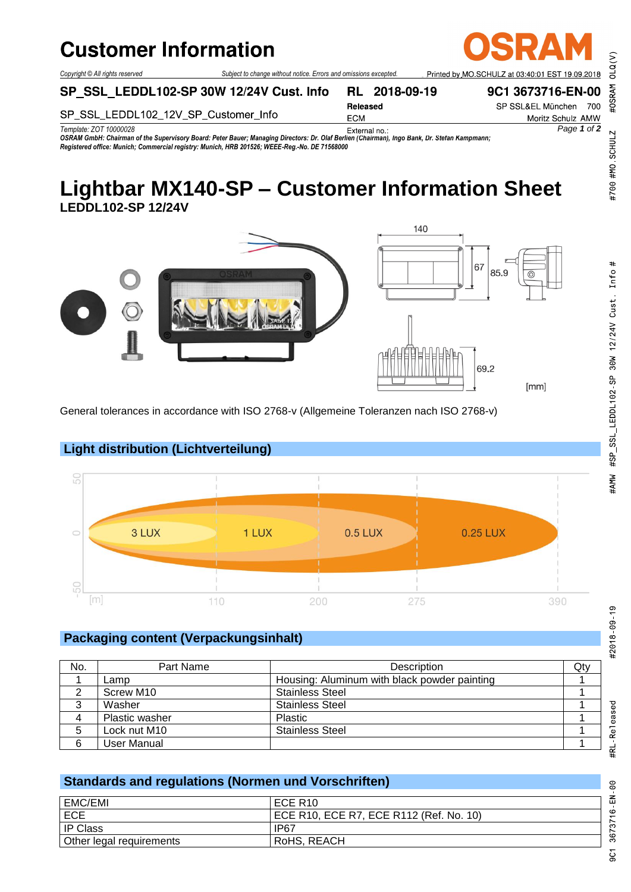# Customer Information

Copyright © All rights reserved    Subject to change without notice. Errors and omissions excepted.    Printed by MO.SCHULZ at 03:40:01 EST 19.09.2018

**SP_SSL_LEDDL102-SP 30W 12/24V Cust. Info**    **RL 2018-09-19**    **9C1 3673716-EN-00**

SP_SSL_LEDDL102_12V_SP_Customer_Info    **Released**    SP SSL&EL München 700

ECM    Moritz Schulz AMW

Template: ZOT 10000028    External no.:

***OSRAM GmbH: Chairman of the Supervisory Board: Peter Bauer; Managing Directors: Dr. Olaf Berlien (Chairman), Ingo Bank, Dr. Stefan Kampmann; Registered office: Munich; Commercial registry: Munich, HRB 201526; WEEE-Reg.-No. DE 71568000***

# Lightbar MX140-SP – Customer Information Sheet

**LEDDL102-SP 12/24V**

140    67    85.9    69.2    [mm]

General tolerances in accordance with ISO 2768-v (Allgemeine Toleranzen nach ISO 2768-v)

## Light distribution (Lichtverteilung)

3 LUX    1 LUX    0.5 LUX    0.25 LUX

50    0    -50    [m]    110    200    275    390

## Packaging content (Verpackungsinhalt)

| No. | Part Name | Description | Qty |
|---|---|---|---|
| 1 | Lamp | Housing: Aluminum with black powder painting | 1 |
| 2 | Screw M10 | Stainless Steel | 1 |
| 3 | Washer | Stainless Steel | 1 |
| 4 | Plastic washer | Plastic | 1 |
| 5 | Lock nut M10 | Stainless Steel | 1 |
| 6 | User Manual | | 1 |

## Standards and regulations (Normen und Vorschriften)

| | |
|---|---|
| EMC/EMI | ECE R10 |
| ECE | ECE R10, ECE R7, ECE R112 (Ref. No. 10) |
| IP Class | IP67 |
| Other legal requirements | RoHS, REACH |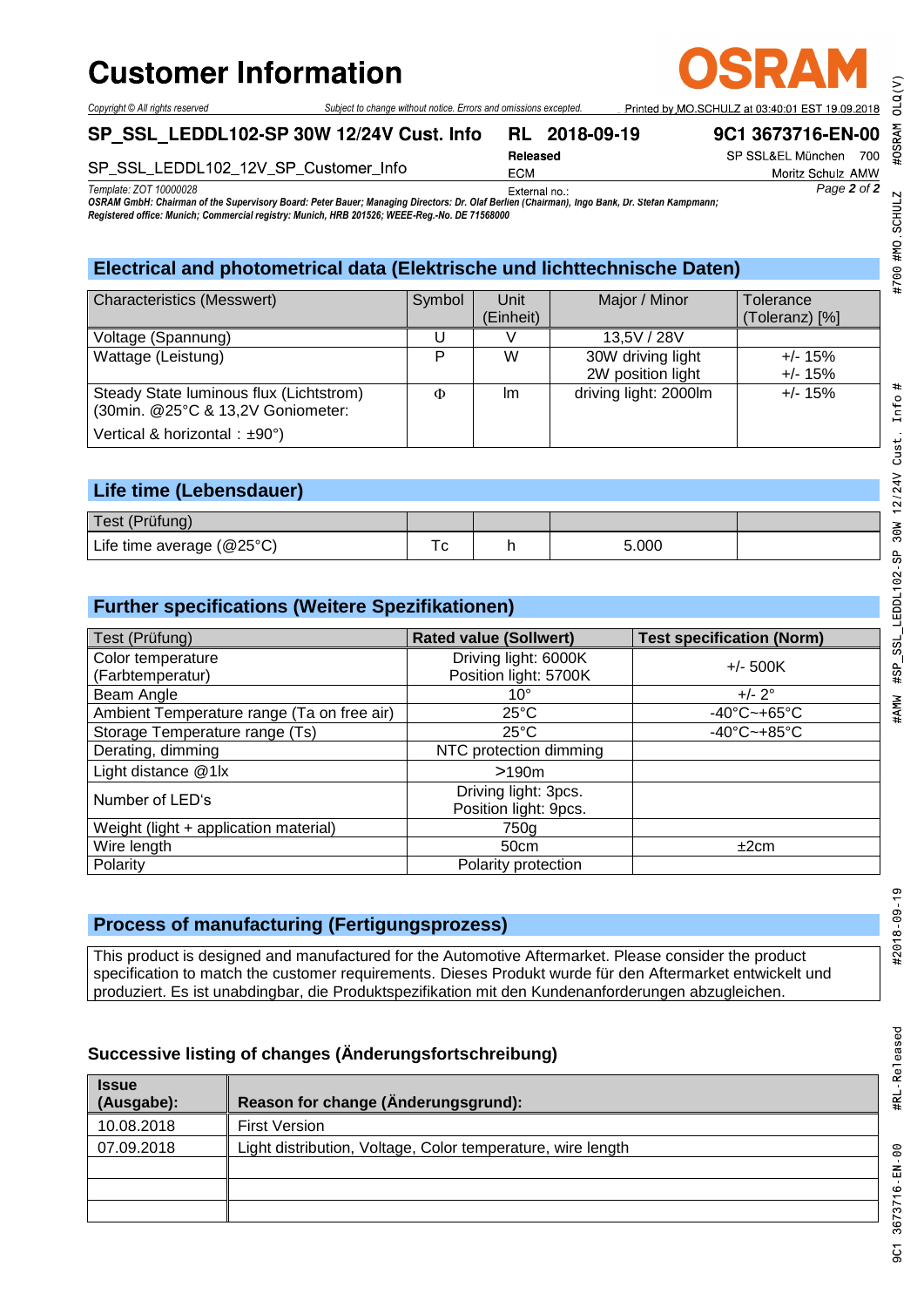# Customer Information

Copyright © All rights reserved — Subject to change without notice. Errors and omissions excepted. — Printed by MO.SCHULZ at 03:40:01 EST 19.09.2018

**SP_SSL_LEDDL102-SP 30W 12/24V Cust. Info** — **RL 2018-09-19** — **9C1 3673716-EN-00**

SP_SSL_LEDDL102_12V_SP_Customer_Info — **Released** — ECM — External no.: — SP SSL&EL München 700 — Moritz Schulz AMW

Template: ZOT 10000028

***OSRAM GmbH: Chairman of the Supervisory Board: Peter Bauer; Managing Directors: Dr. Olaf Berlien (Chairman), Ingo Bank, Dr. Stefan Kampmann; Registered office: Munich; Commercial registry: Munich, HRB 201526; WEEE-Reg.-No. DE 71568000***

## Electrical and photometrical data (Elektrische und lichttechnische Daten)

| Characteristics (Messwert) | Symbol | Unit (Einheit) | Major / Minor | Tolerance (Toleranz) [%] |
|---|---|---|---|---|
| Voltage (Spannung) | U | V | 13,5V / 28V | |
| Wattage (Leistung) | P | W | 30W driving light<br>2W position light | +/- 15%<br>+/- 15% |
| Steady State luminous flux (Lichtstrom) (30min. @25°C & 13,2V Goniometer: Vertical & horizontal : ±90°) | Φ | lm | driving light: 2000lm | +/- 15% |

## Life time (Lebensdauer)

| Test (Prüfung) | | | | |
|---|---|---|---|---|
| Life time average (@25°C) | Tc | h | 5.000 | |

## Further specifications (Weitere Spezifikationen)

| Test (Prüfung) | Rated value (Sollwert) | Test specification (Norm) |
|---|---|---|
| Color temperature (Farbtemperatur) | Driving light: 6000K<br>Position light: 5700K | +/- 500K |
| Beam Angle | 10° | +/- 2° |
| Ambient Temperature range (Ta on free air) | 25°C | -40°C~+65°C |
| Storage Temperature range (Ts) | 25°C | -40°C~+85°C |
| Derating, dimming | NTC protection dimming | |
| Light distance @1lx | >190m | |
| Number of LED's | Driving light: 3pcs.<br>Position light: 9pcs. | |
| Weight (light + application material) | 750g | |
| Wire length | 50cm | ±2cm |
| Polarity | Polarity protection | |

## Process of manufacturing (Fertigungsprozess)

This product is designed and manufactured for the Automotive Aftermarket. Please consider the product specification to match the customer requirements. Dieses Produkt wurde für den Aftermarket entwickelt und produziert. Es ist unabdingbar, die Produktspezifikation mit den Kundenanforderungen abzugleichen.

### Successive listing of changes (Änderungsfortschreibung)

| Issue (Ausgabe): | Reason for change (Änderungsgrund): |
|---|---|
| 10.08.2018 | First Version |
| 07.09.2018 | Light distribution, Voltage, Color temperature, wire length |
| | |
| | |
| | |